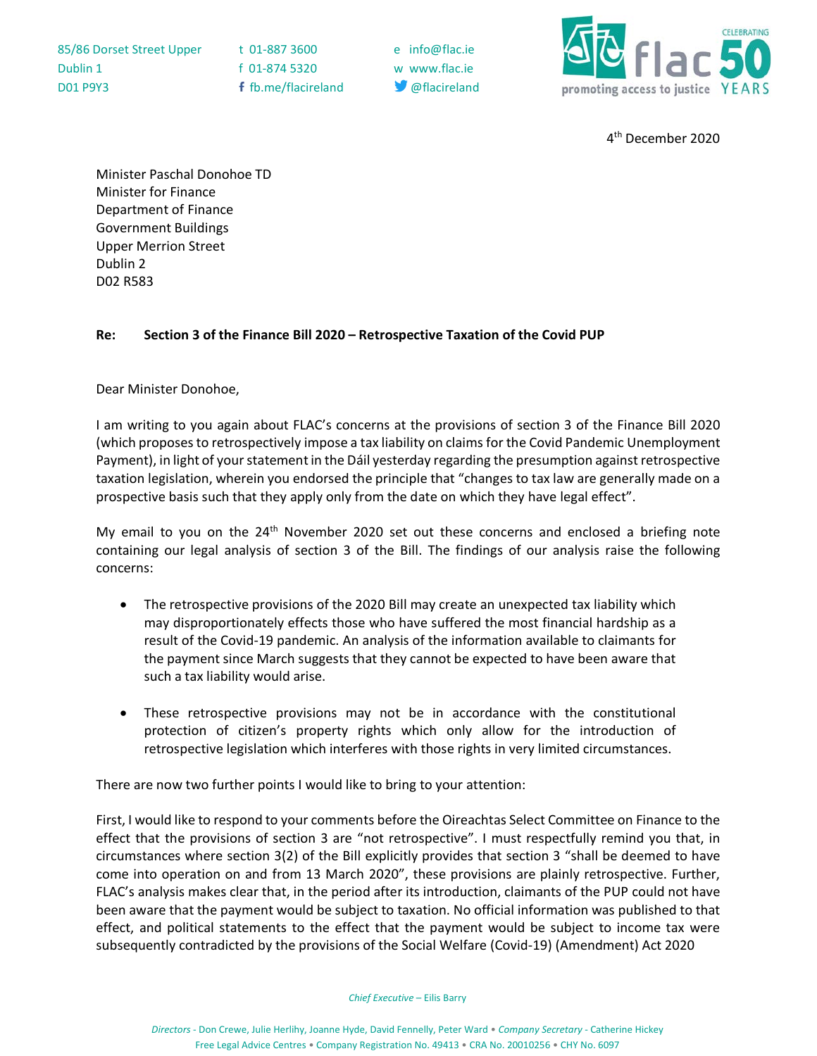85/86 Dorset Street Upper
Dublin 1
D01 P9Y3

t 01-887 3600
f 01-874 5320
fb.me/flacireland

e info@flac.ie
w www.flac.ie
@flacireland

flac promoting access to justice — CELEBRATING 50 YEARS

4th December 2020

Minister Paschal Donohoe TD
Minister for Finance
Department of Finance
Government Buildings
Upper Merrion Street
Dublin 2
D02 R583

**Re: Section 3 of the Finance Bill 2020 – Retrospective Taxation of the Covid PUP**

Dear Minister Donohoe,

I am writing to you again about FLAC's concerns at the provisions of section 3 of the Finance Bill 2020 (which proposes to retrospectively impose a tax liability on claims for the Covid Pandemic Unemployment Payment), in light of your statement in the Dáil yesterday regarding the presumption against retrospective taxation legislation, wherein you endorsed the principle that "changes to tax law are generally made on a prospective basis such that they apply only from the date on which they have legal effect".

My email to you on the 24th November 2020 set out these concerns and enclosed a briefing note containing our legal analysis of section 3 of the Bill. The findings of our analysis raise the following concerns:

- The retrospective provisions of the 2020 Bill may create an unexpected tax liability which may disproportionately effects those who have suffered the most financial hardship as a result of the Covid-19 pandemic. An analysis of the information available to claimants for the payment since March suggests that they cannot be expected to have been aware that such a tax liability would arise.
- These retrospective provisions may not be in accordance with the constitutional protection of citizen's property rights which only allow for the introduction of retrospective legislation which interferes with those rights in very limited circumstances.

There are now two further points I would like to bring to your attention:

First, I would like to respond to your comments before the Oireachtas Select Committee on Finance to the effect that the provisions of section 3 are "not retrospective". I must respectfully remind you that, in circumstances where section 3(2) of the Bill explicitly provides that section 3 "shall be deemed to have come into operation on and from 13 March 2020", these provisions are plainly retrospective. Further, FLAC's analysis makes clear that, in the period after its introduction, claimants of the PUP could not have been aware that the payment would be subject to taxation. No official information was published to that effect, and political statements to the effect that the payment would be subject to income tax were subsequently contradicted by the provisions of the Social Welfare (Covid-19) (Amendment) Act 2020

*Chief Executive* – Eilis Barry

*Directors* - Don Crewe, Julie Herlihy, Joanne Hyde, David Fennelly, Peter Ward • *Company Secretary* - Catherine Hickey
Free Legal Advice Centres • Company Registration No. 49413 • CRA No. 20010256 • CHY No. 6097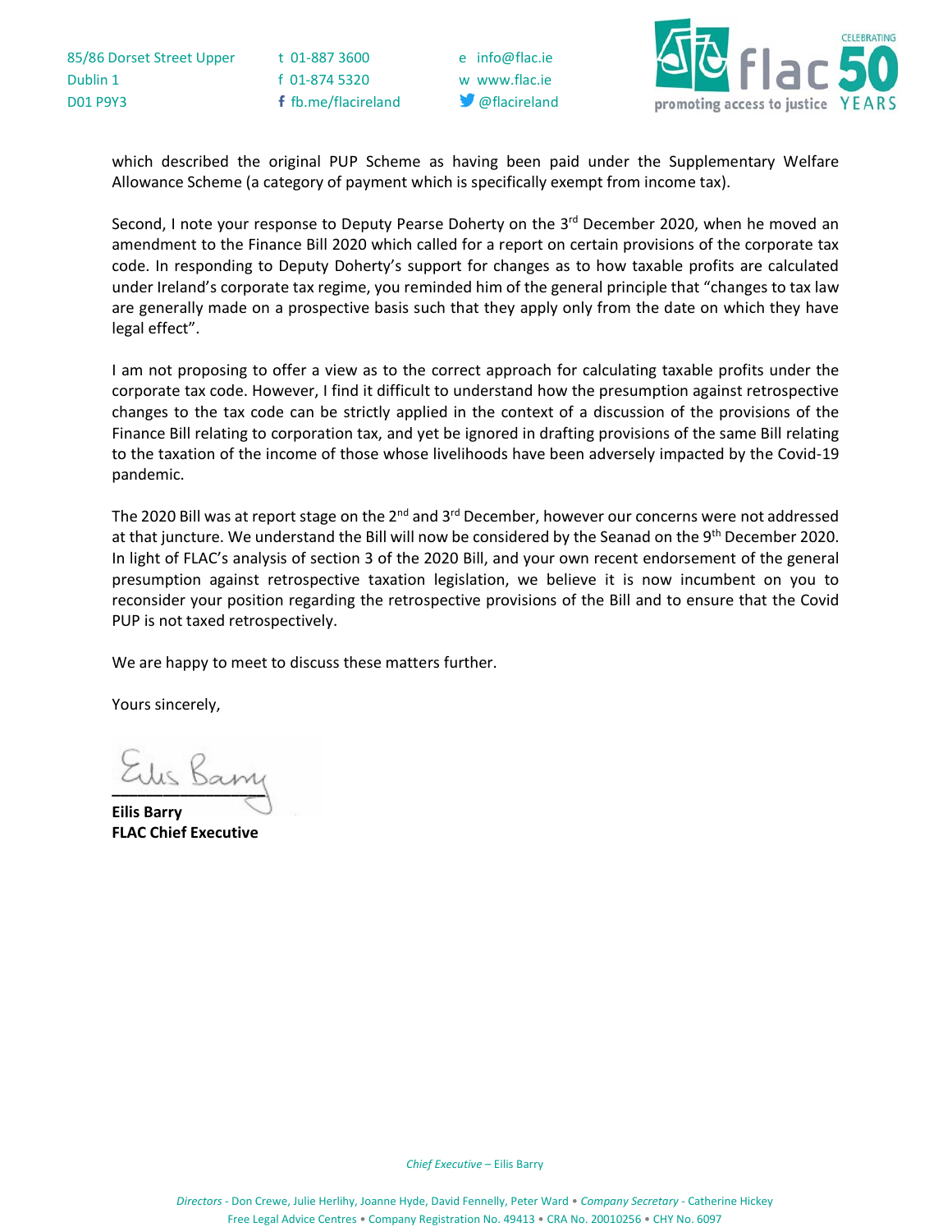which described the original PUP Scheme as having been paid under the Supplementary Welfare Allowance Scheme (a category of payment which is specifically exempt from income tax).

Second, I note your response to Deputy Pearse Doherty on the 3rd December 2020, when he moved an amendment to the Finance Bill 2020 which called for a report on certain provisions of the corporate tax code. In responding to Deputy Doherty's support for changes as to how taxable profits are calculated under Ireland's corporate tax regime, you reminded him of the general principle that "changes to tax law are generally made on a prospective basis such that they apply only from the date on which they have legal effect".

I am not proposing to offer a view as to the correct approach for calculating taxable profits under the corporate tax code. However, I find it difficult to understand how the presumption against retrospective changes to the tax code can be strictly applied in the context of a discussion of the provisions of the Finance Bill relating to corporation tax, and yet be ignored in drafting provisions of the same Bill relating to the taxation of the income of those whose livelihoods have been adversely impacted by the Covid-19 pandemic.

The 2020 Bill was at report stage on the 2nd and 3rd December, however our concerns were not addressed at that juncture. We understand the Bill will now be considered by the Seanad on the 9th December 2020. In light of FLAC's analysis of section 3 of the 2020 Bill, and your own recent endorsement of the general presumption against retrospective taxation legislation, we believe it is now incumbent on you to reconsider your position regarding the retrospective provisions of the Bill and to ensure that the Covid PUP is not taxed retrospectively.

We are happy to meet to discuss these matters further.

Yours sincerely,

Eilis Barry

**Eilis Barry**
**FLAC Chief Executive**